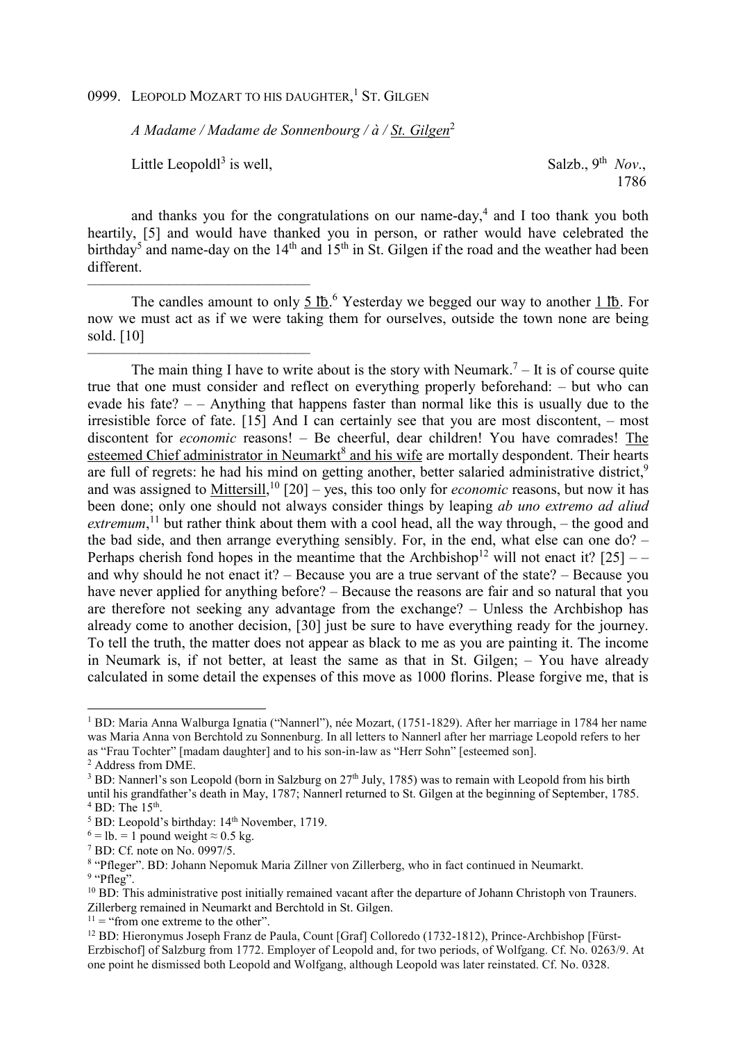0999. LEOPOLD MOZART TO HIS DAUGHTER,[1] ST. GILGEN

*A Madame / Madame de Sonnenbourg / à / St. Gilgen*[2]

Little Leopoldl[3] is well, Salzb., 9th *Nov.*, 1786

and thanks you for the congratulations on our name-day,[4] and I too thank you both heartily, [5] and would have thanked you in person, or rather would have celebrated the birthday[5] and name-day on the 14th and 15th in St. Gilgen if the road and the weather had been different.

---

The candles amount to only 5 ℔.[6] Yesterday we begged our way to another 1 ℔. For now we must act as if we were taking them for ourselves, outside the town none are being sold. [10]

---

The main thing I have to write about is the story with Neumark.[7] – It is of course quite true that one must consider and reflect on everything properly beforehand: – but who can evade his fate? – – Anything that happens faster than normal like this is usually due to the irresistible force of fate. [15] And I can certainly see that you are most discontent, – most discontent for *economic* reasons! – Be cheerful, dear children! You have comrades! The esteemed Chief administrator in Neumarkt[8] and his wife are mortally despondent. Their hearts are full of regrets: he had his mind on getting another, better salaried administrative district,[9] and was assigned to Mittersill,[10] [20] – yes, this too only for *economic* reasons, but now it has been done; only one should not always consider things by leaping *ab uno extremo ad aliud extremum*,[11] but rather think about them with a cool head, all the way through, – the good and the bad side, and then arrange everything sensibly. For, in the end, what else can one do? – Perhaps cherish fond hopes in the meantime that the Archbishop[12] will not enact it? [25] – – and why should he not enact it? – Because you are a true servant of the state? – Because you have never applied for anything before? – Because the reasons are fair and so natural that you are therefore not seeking any advantage from the exchange? – Unless the Archbishop has already come to another decision, [30] just be sure to have everything ready for the journey. To tell the truth, the matter does not appear as black to me as you are painting it. The income in Neumark is, if not better, at least the same as that in St. Gilgen; – You have already calculated in some detail the expenses of this move as 1000 florins. Please forgive me, that is

---

[1] BD: Maria Anna Walburga Ignatia ("Nannerl"), née Mozart, (1751-1829). After her marriage in 1784 her name was Maria Anna von Berchtold zu Sonnenburg. In all letters to Nannerl after her marriage Leopold refers to her as "Frau Tochter" [madam daughter] and to his son-in-law as "Herr Sohn" [esteemed son].

[2] Address from DME.

[3] BD: Nannerl's son Leopold (born in Salzburg on 27th July, 1785) was to remain with Leopold from his birth until his grandfather's death in May, 1787; Nannerl returned to St. Gilgen at the beginning of September, 1785.

[4] BD: The 15th.

[5] BD: Leopold's birthday: 14th November, 1719.

[6] = lb. = 1 pound weight ≈ 0.5 kg.

[7] BD: Cf. note on No. 0997/5.

[8] "Pfleger". BD: Johann Nepomuk Maria Zillner von Zillerberg, who in fact continued in Neumarkt.

[9] "Pfleg".

[10] BD: This administrative post initially remained vacant after the departure of Johann Christoph von Trauners. Zillerberg remained in Neumarkt and Berchtold in St. Gilgen.

[11] = "from one extreme to the other".

[12] BD: Hieronymus Joseph Franz de Paula, Count [Graf] Colloredo (1732-1812), Prince-Archbishop [Fürst-Erzbischof] of Salzburg from 1772. Employer of Leopold and, for two periods, of Wolfgang. Cf. No. 0263/9. At one point he dismissed both Leopold and Wolfgang, although Leopold was later reinstated. Cf. No. 0328.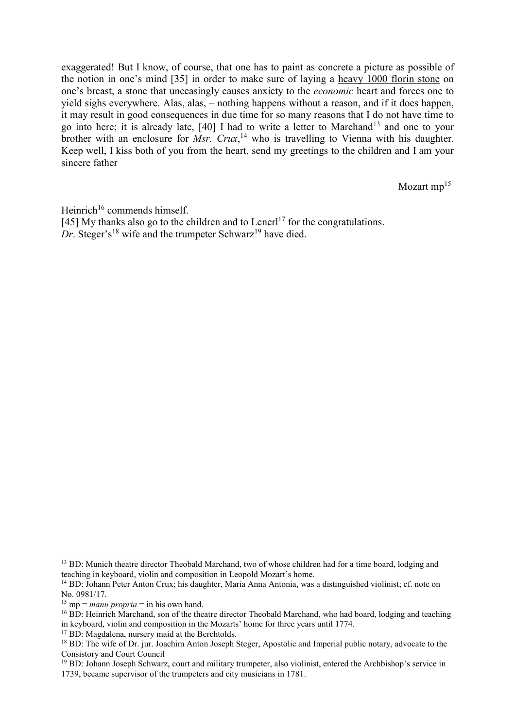exaggerated! But I know, of course, that one has to paint as concrete a picture as possible of the notion in one's mind [35] in order to make sure of laying a heavy 1000 florin stone on one's breast, a stone that unceasingly causes anxiety to the *economic* heart and forces one to yield sighs everywhere. Alas, alas, – nothing happens without a reason, and if it does happen, it may result in good consequences in due time for so many reasons that I do not have time to go into here; it is already late, [40] I had to write a letter to Marchand[13] and one to your brother with an enclosure for *Msr. Crux*,[14] who is travelling to Vienna with his daughter. Keep well, I kiss both of you from the heart, send my greetings to the children and I am your sincere father

Mozart mp[15]

Heinrich[16] commends himself.
[45] My thanks also go to the children and to Lenerl[17] for the congratulations.
*Dr*. Steger's[18] wife and the trumpeter Schwarz[19] have died.

---

[13] BD: Munich theatre director Theobald Marchand, two of whose children had for a time board, lodging and teaching in keyboard, violin and composition in Leopold Mozart's home.

[14] BD: Johann Peter Anton Crux; his daughter, Maria Anna Antonia, was a distinguished violinist; cf. note on No. 0981/17.

[15] mp = *manu propria* = in his own hand.

[16] BD: Heinrich Marchand, son of the theatre director Theobald Marchand, who had board, lodging and teaching in keyboard, violin and composition in the Mozarts' home for three years until 1774.

[17] BD: Magdalena, nursery maid at the Berchtolds.

[18] BD: The wife of Dr. jur. Joachim Anton Joseph Steger, Apostolic and Imperial public notary, advocate to the Consistory and Court Council

[19] BD: Johann Joseph Schwarz, court and military trumpeter, also violinist, entered the Archbishop's service in 1739, became supervisor of the trumpeters and city musicians in 1781.